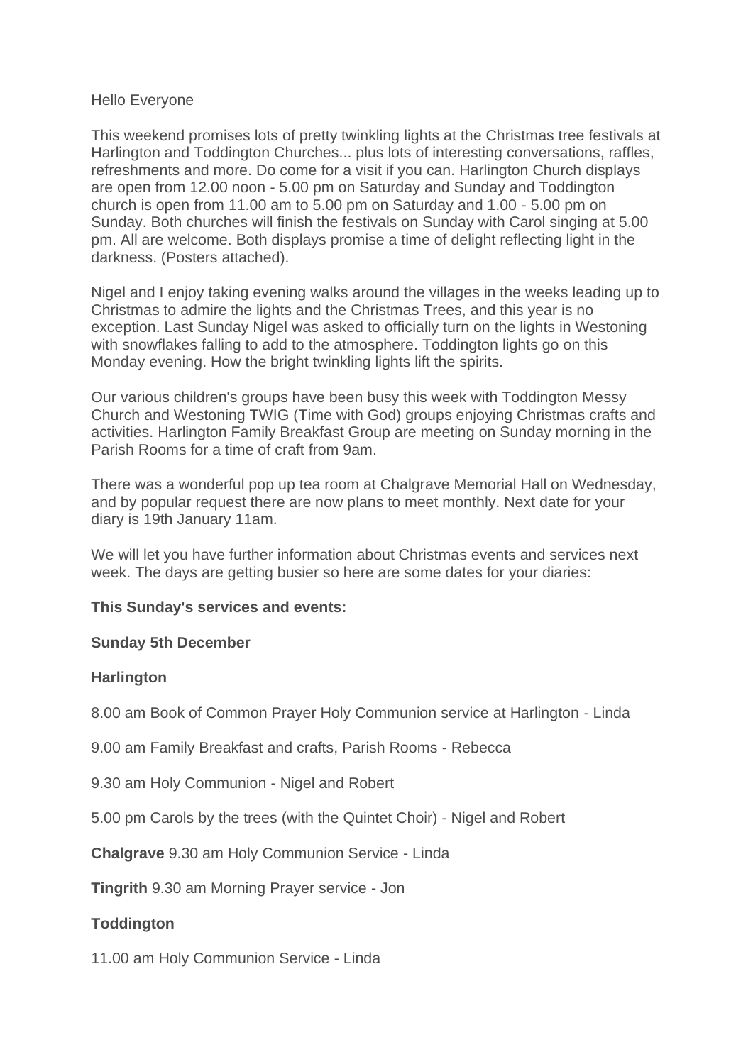Hello Everyone

This weekend promises lots of pretty twinkling lights at the Christmas tree festivals at Harlington and Toddington Churches... plus lots of interesting conversations, raffles, refreshments and more. Do come for a visit if you can. Harlington Church displays are open from 12.00 noon - 5.00 pm on Saturday and Sunday and Toddington church is open from 11.00 am to 5.00 pm on Saturday and 1.00 - 5.00 pm on Sunday. Both churches will finish the festivals on Sunday with Carol singing at 5.00 pm. All are welcome. Both displays promise a time of delight reflecting light in the darkness. (Posters attached).

Nigel and I enjoy taking evening walks around the villages in the weeks leading up to Christmas to admire the lights and the Christmas Trees, and this year is no exception. Last Sunday Nigel was asked to officially turn on the lights in Westoning with snowflakes falling to add to the atmosphere. Toddington lights go on this Monday evening. How the bright twinkling lights lift the spirits.

Our various children's groups have been busy this week with Toddington Messy Church and Westoning TWIG (Time with God) groups enjoying Christmas crafts and activities. Harlington Family Breakfast Group are meeting on Sunday morning in the Parish Rooms for a time of craft from 9am.

There was a wonderful pop up tea room at Chalgrave Memorial Hall on Wednesday, and by popular request there are now plans to meet monthly. Next date for your diary is 19th January 11am.

We will let you have further information about Christmas events and services next week. The days are getting busier so here are some dates for your diaries:

**This Sunday's services and events:**

**Sunday 5th December**

**Harlington**

8.00 am Book of Common Prayer Holy Communion service at Harlington - Linda

9.00 am Family Breakfast and crafts, Parish Rooms - Rebecca

9.30 am Holy Communion - Nigel and Robert

5.00 pm Carols by the trees (with the Quintet Choir) - Nigel and Robert

**Chalgrave** 9.30 am Holy Communion Service - Linda

**Tingrith** 9.30 am Morning Prayer service - Jon

**Toddington**

11.00 am Holy Communion Service - Linda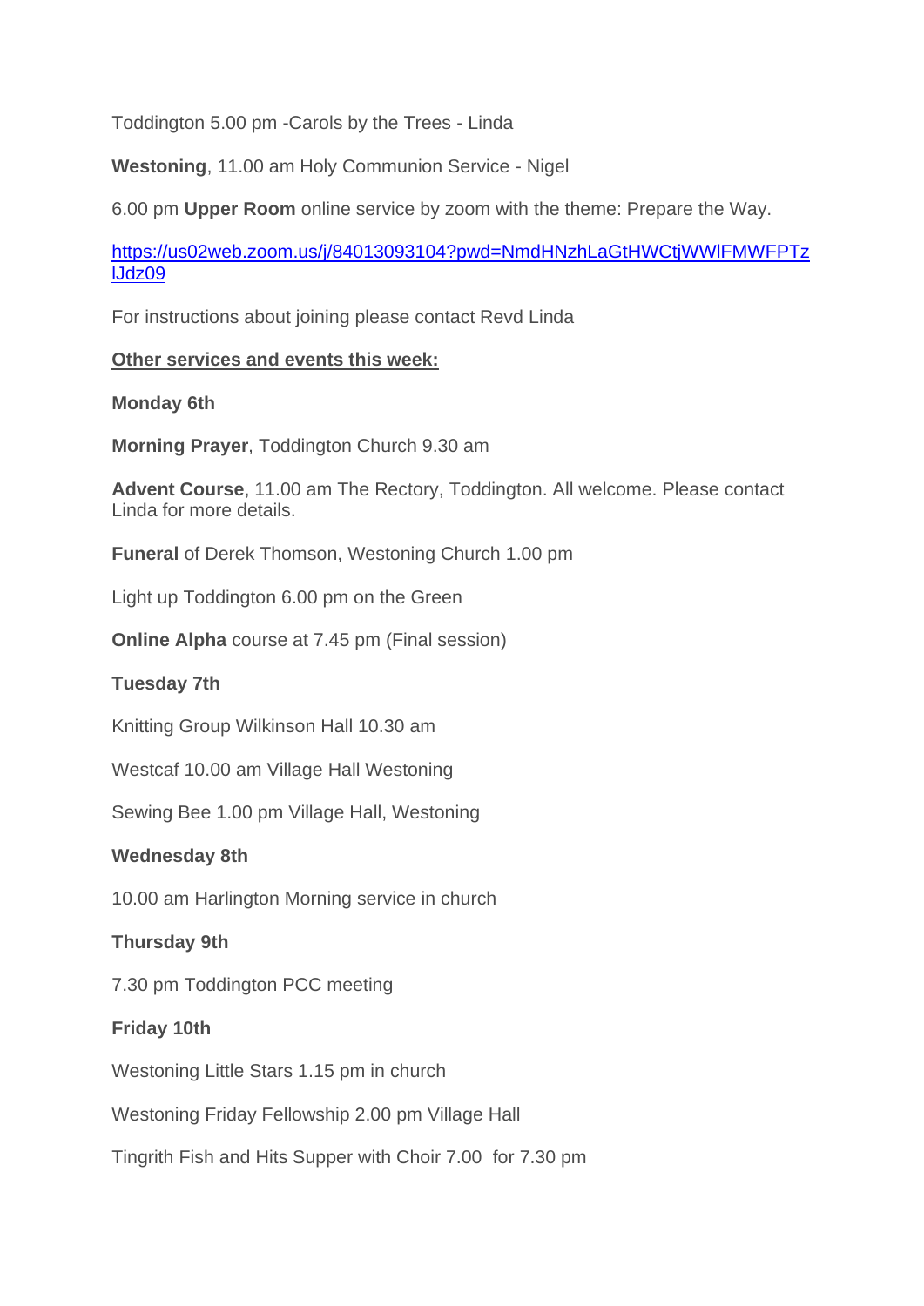Toddington 5.00 pm -Carols by the Trees - Linda

**Westoning**, 11.00 am Holy Communion Service - Nigel

6.00 pm **Upper Room** online service by zoom with the theme: Prepare the Way.

https://us02web.zoom.us/j/84013093104?pwd=NmdHNzhLaGtHWCtjWWlFMWFPTzlJdz09

For instructions about joining please contact Revd Linda

**Other services and events this week:**

**Monday 6th**

**Morning Prayer**, Toddington Church 9.30 am

**Advent Course**, 11.00 am The Rectory, Toddington. All welcome. Please contact Linda for more details.

**Funeral** of Derek Thomson, Westoning Church 1.00 pm

Light up Toddington 6.00 pm on the Green

**Online Alpha** course at 7.45 pm (Final session)

**Tuesday 7th**

Knitting Group Wilkinson Hall 10.30 am

Westcaf 10.00 am Village Hall Westoning

Sewing Bee 1.00 pm Village Hall, Westoning

**Wednesday 8th**

10.00 am Harlington Morning service in church

**Thursday 9th**

7.30 pm Toddington PCC meeting

**Friday 10th**

Westoning Little Stars 1.15 pm in church

Westoning Friday Fellowship 2.00 pm Village Hall

Tingrith Fish and Hits Supper with Choir 7.00 for 7.30 pm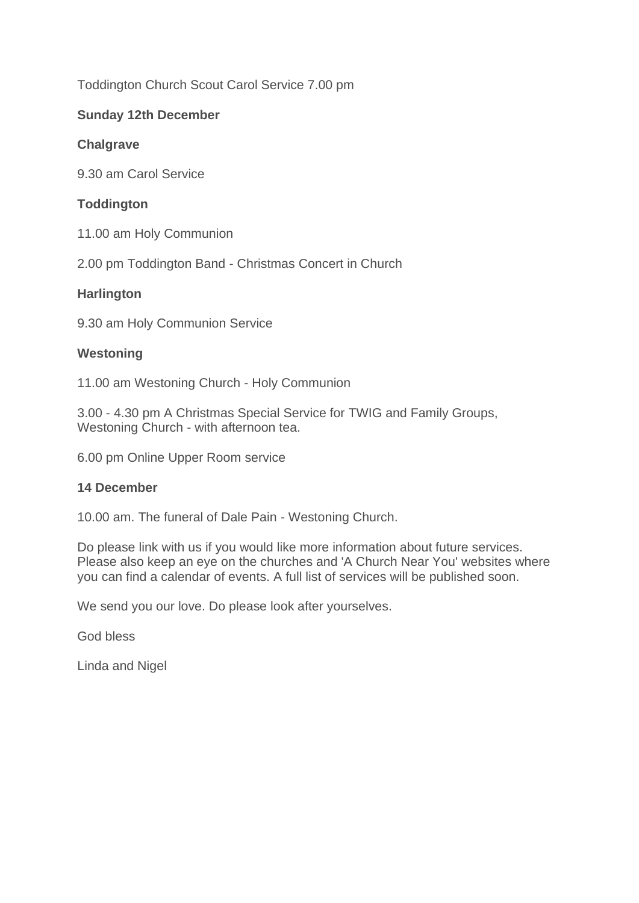Toddington Church Scout Carol Service 7.00 pm

**Sunday 12th December**

**Chalgrave**

9.30 am Carol Service

**Toddington**

11.00 am Holy Communion

2.00 pm Toddington Band - Christmas Concert in Church

**Harlington**

9.30 am Holy Communion Service

**Westoning**

11.00 am Westoning Church - Holy Communion

3.00 - 4.30 pm A Christmas Special Service for TWIG and Family Groups, Westoning Church - with afternoon tea.

6.00 pm Online Upper Room service

**14 December**

10.00 am. The funeral of Dale Pain - Westoning Church.

Do please link with us if you would like more information about future services. Please also keep an eye on the churches and 'A Church Near You' websites where you can find a calendar of events. A full list of services will be published soon.

We send you our love. Do please look after yourselves.

God bless

Linda and Nigel